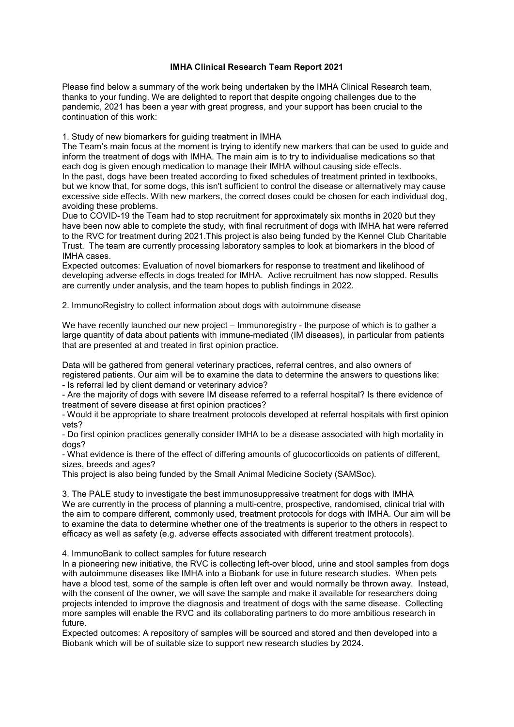**IMHA Clinical Research Team Report 2021**

Please find below a summary of the work being undertaken by the IMHA Clinical Research team, thanks to your funding. We are delighted to report that despite ongoing challenges due to the pandemic, 2021 has been a year with great progress, and your support has been crucial to the continuation of this work:

1. Study of new biomarkers for guiding treatment in IMHA

The Team's main focus at the moment is trying to identify new markers that can be used to guide and inform the treatment of dogs with IMHA. The main aim is to try to individualise medications so that each dog is given enough medication to manage their IMHA without causing side effects.

In the past, dogs have been treated according to fixed schedules of treatment printed in textbooks, but we know that, for some dogs, this isn't sufficient to control the disease or alternatively may cause excessive side effects. With new markers, the correct doses could be chosen for each individual dog, avoiding these problems.

Due to COVID-19 the Team had to stop recruitment for approximately six months in 2020 but they have been now able to complete the study, with final recruitment of dogs with IMHA hat were referred to the RVC for treatment during 2021.This project is also being funded by the Kennel Club Charitable Trust. The team are currently processing laboratory samples to look at biomarkers in the blood of IMHA cases.

Expected outcomes: Evaluation of novel biomarkers for response to treatment and likelihood of developing adverse effects in dogs treated for IMHA. Active recruitment has now stopped. Results are currently under analysis, and the team hopes to publish findings in 2022.

2. ImmunoRegistry to collect information about dogs with autoimmune disease

We have recently launched our new project – Immunoregistry - the purpose of which is to gather a large quantity of data about patients with immune-mediated (IM diseases), in particular from patients that are presented at and treated in first opinion practice.

Data will be gathered from general veterinary practices, referral centres, and also owners of registered patients. Our aim will be to examine the data to determine the answers to questions like:

- Is referral led by client demand or veterinary advice?
- Are the majority of dogs with severe IM disease referred to a referral hospital? Is there evidence of treatment of severe disease at first opinion practices?
- Would it be appropriate to share treatment protocols developed at referral hospitals with first opinion vets?
- Do first opinion practices generally consider IMHA to be a disease associated with high mortality in dogs?
- What evidence is there of the effect of differing amounts of glucocorticoids on patients of different, sizes, breeds and ages?

This project is also being funded by the Small Animal Medicine Society (SAMSoc).

3. The PALE study to investigate the best immunosuppressive treatment for dogs with IMHA

We are currently in the process of planning a multi-centre, prospective, randomised, clinical trial with the aim to compare different, commonly used, treatment protocols for dogs with IMHA. Our aim will be to examine the data to determine whether one of the treatments is superior to the others in respect to efficacy as well as safety (e.g. adverse effects associated with different treatment protocols).

4. ImmunoBank to collect samples for future research

In a pioneering new initiative, the RVC is collecting left-over blood, urine and stool samples from dogs with autoimmune diseases like IMHA into a Biobank for use in future research studies. When pets have a blood test, some of the sample is often left over and would normally be thrown away. Instead, with the consent of the owner, we will save the sample and make it available for researchers doing projects intended to improve the diagnosis and treatment of dogs with the same disease. Collecting more samples will enable the RVC and its collaborating partners to do more ambitious research in future.

Expected outcomes: A repository of samples will be sourced and stored and then developed into a Biobank which will be of suitable size to support new research studies by 2024.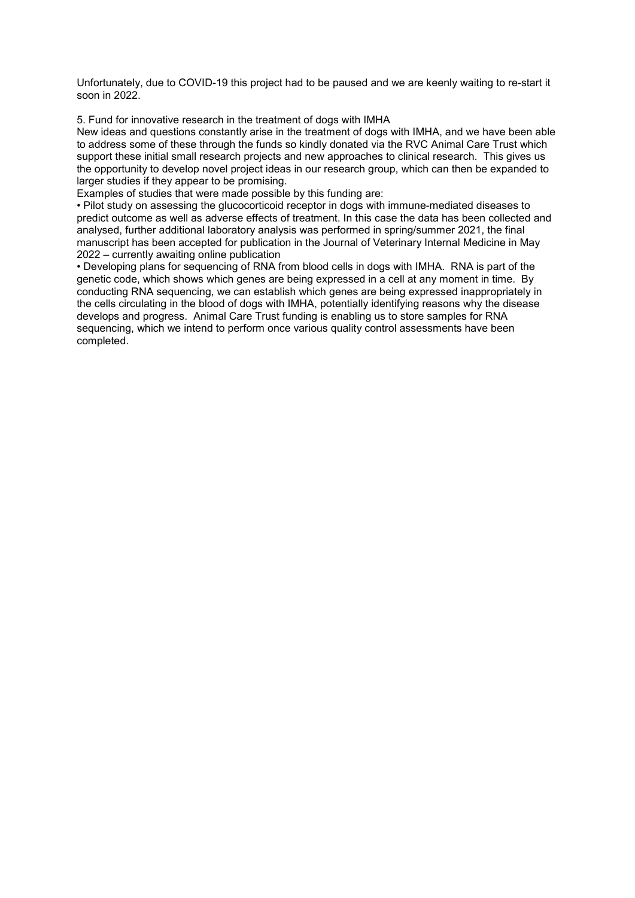Unfortunately, due to COVID-19 this project had to be paused and we are keenly waiting to re-start it soon in 2022.

5. Fund for innovative research in the treatment of dogs with IMHA

New ideas and questions constantly arise in the treatment of dogs with IMHA, and we have been able to address some of these through the funds so kindly donated via the RVC Animal Care Trust which support these initial small research projects and new approaches to clinical research. This gives us the opportunity to develop novel project ideas in our research group, which can then be expanded to larger studies if they appear to be promising.

Examples of studies that were made possible by this funding are:

- Pilot study on assessing the glucocorticoid receptor in dogs with immune-mediated diseases to predict outcome as well as adverse effects of treatment. In this case the data has been collected and analysed, further additional laboratory analysis was performed in spring/summer 2021, the final manuscript has been accepted for publication in the Journal of Veterinary Internal Medicine in May 2022 – currently awaiting online publication
- Developing plans for sequencing of RNA from blood cells in dogs with IMHA. RNA is part of the genetic code, which shows which genes are being expressed in a cell at any moment in time. By conducting RNA sequencing, we can establish which genes are being expressed inappropriately in the cells circulating in the blood of dogs with IMHA, potentially identifying reasons why the disease develops and progress. Animal Care Trust funding is enabling us to store samples for RNA sequencing, which we intend to perform once various quality control assessments have been completed.